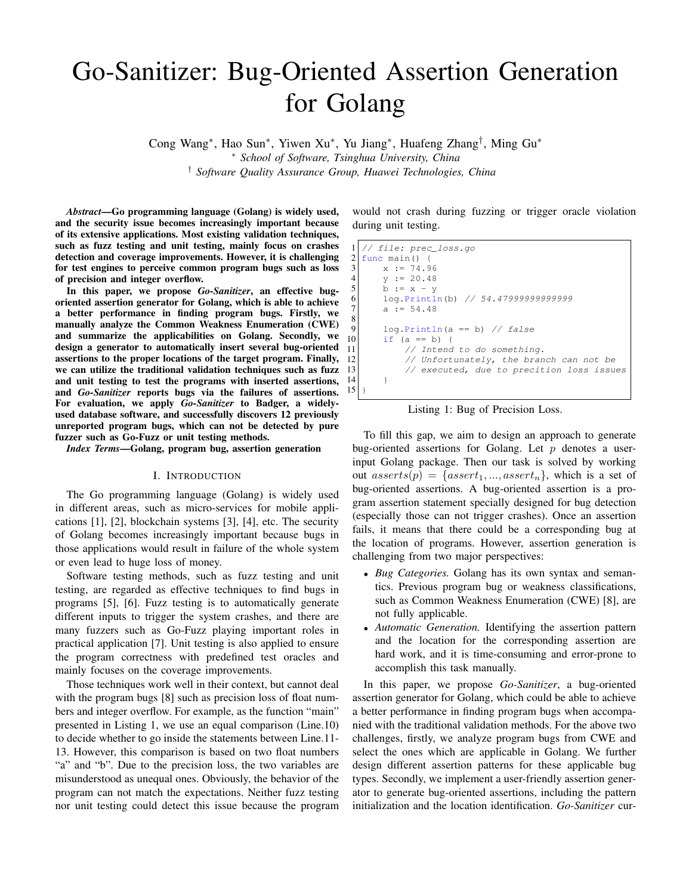# Go-Sanitizer: Bug-Oriented Assertion Generation for Golang

Cong Wang*, Hao Sun*, Yiwen Xu*, Yu Jiang*, Huafeng Zhang†, Ming Gu*

\* *School of Software, Tsinghua University, China*

† *Software Quality Assurance Group, Huawei Technologies, China*

***Abstract*—Go programming language (Golang) is widely used, and the security issue becomes increasingly important because of its extensive applications. Most existing validation techniques, such as fuzz testing and unit testing, mainly focus on crashes detection and coverage improvements. However, it is challenging for test engines to perceive common program bugs such as loss of precision and integer overflow.**

**In this paper, we propose *Go-Sanitizer*, an effective bug-oriented assertion generator for Golang, which is able to achieve a better performance in finding program bugs. Firstly, we manually analyze the Common Weakness Enumeration (CWE) and summarize the applicabilities on Golang. Secondly, we design a generator to automatically insert several bug-oriented assertions to the proper locations of the target program. Finally, we can utilize the traditional validation techniques such as fuzz and unit testing to test the programs with inserted assertions, and *Go-Sanitizer* reports bugs via the failures of assertions. For evaluation, we apply *Go-Sanitizer* to Badger, a widely-used database software, and successfully discovers 12 previously unreported program bugs, which can not be detected by pure fuzzer such as Go-Fuzz or unit testing methods.**

***Index Terms*—Golang, program bug, assertion generation**

## I. Introduction

The Go programming language (Golang) is widely used in different areas, such as micro-services for mobile applications [1], [2], blockchain systems [3], [4], etc. The security of Golang becomes increasingly important because bugs in those applications would result in failure of the whole system or even lead to huge loss of money.

Software testing methods, such as fuzz testing and unit testing, are regarded as effective techniques to find bugs in programs [5], [6]. Fuzz testing is to automatically generate different inputs to trigger the system crashes, and there are many fuzzers such as Go-Fuzz playing important roles in practical application [7]. Unit testing is also applied to ensure the program correctness with predefined test oracles and mainly focuses on the coverage improvements.

Those techniques work well in their context, but cannot deal with the program bugs [8] such as precision loss of float numbers and integer overflow. For example, as the function "main" presented in Listing 1, we use an equal comparison (Line.10) to decide whether to go inside the statements between Line.11-13. However, this comparison is based on two float numbers "a" and "b". Due to the precision loss, the two variables are misunderstood as unequal ones. Obviously, the behavior of the program can not match the expectations. Neither fuzz testing nor unit testing could detect this issue because the program would not crash during fuzzing or trigger oracle violation during unit testing.

```
1  // file: prec_loss.go
2  func main() {
3      x := 74.96
4      y := 20.48
5      b := x - y
6      log.Println(b) // 54.47999999999999
7      a := 54.48
8
9      log.Println(a == b) // false
10     if (a == b) {
11         // Intend to do something.
12         // Unfortunately, the branch can not be
13         // executed, due to precition loss issues
14     }
15 }
```

Listing 1: Bug of Precision Loss.

To fill this gap, we aim to design an approach to generate bug-oriented assertions for Golang. Let $p$ denotes a user-input Golang package. Then our task is solved by working out $asserts(p) = \{assert_1, ..., assert_n\}$, which is a set of bug-oriented assertions. A bug-oriented assertion is a program assertion statement specially designed for bug detection (especially those can not trigger crashes). Once an assertion fails, it means that there could be a corresponding bug at the location of programs. However, assertion generation is challenging from two major perspectives:

- *Bug Categories.* Golang has its own syntax and semantics. Previous program bug or weakness classifications, such as Common Weakness Enumeration (CWE) [8], are not fully applicable.
- *Automatic Generation.* Identifying the assertion pattern and the location for the corresponding assertion are hard work, and it is time-consuming and error-prone to accomplish this task manually.

In this paper, we propose *Go-Sanitizer*, a bug-oriented assertion generator for Golang, which could be able to achieve a better performance in finding program bugs when accompanied with the traditional validation methods. For the above two challenges, firstly, we analyze program bugs from CWE and select the ones which are applicable in Golang. We further design different assertion patterns for these applicable bug types. Secondly, we implement a user-friendly assertion generator to generate bug-oriented assertions, including the pattern initialization and the location identification. *Go-Sanitizer* cur-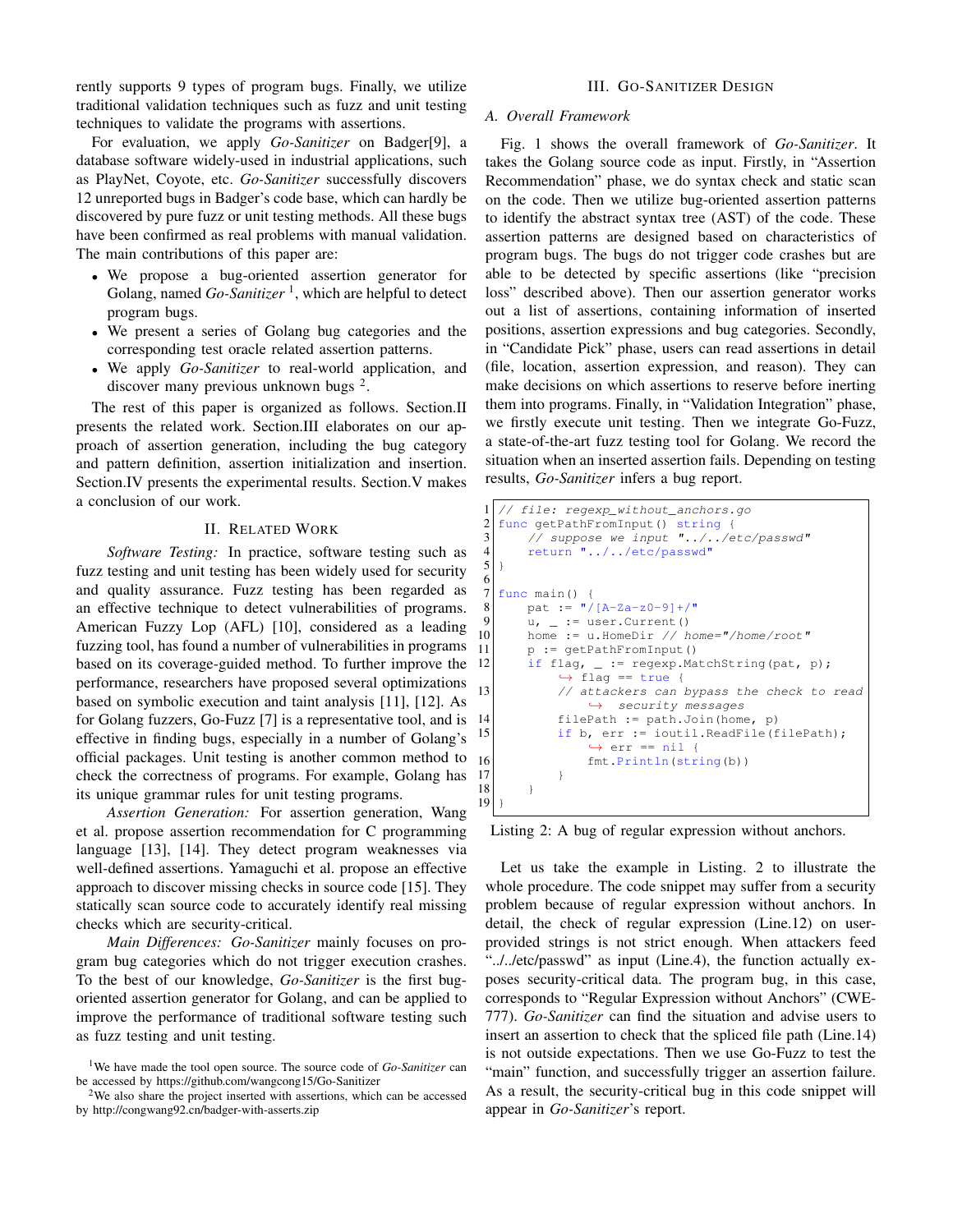rently supports 9 types of program bugs. Finally, we utilize traditional validation techniques such as fuzz and unit testing techniques to validate the programs with assertions.

For evaluation, we apply *Go-Sanitizer* on Badger[9], a database software widely-used in industrial applications, such as PlayNet, Coyote, etc. *Go-Sanitizer* successfully discovers 12 unreported bugs in Badger's code base, which can hardly be discovered by pure fuzz or unit testing methods. All these bugs have been confirmed as real problems with manual validation. The main contributions of this paper are:

- We propose a bug-oriented assertion generator for Golang, named *Go-Sanitizer* [1], which are helpful to detect program bugs.
- We present a series of Golang bug categories and the corresponding test oracle related assertion patterns.
- We apply *Go-Sanitizer* to real-world application, and discover many previous unknown bugs [2].

The rest of this paper is organized as follows. Section.II presents the related work. Section.III elaborates on our approach of assertion generation, including the bug category and pattern definition, assertion initialization and insertion. Section.IV presents the experimental results. Section.V makes a conclusion of our work.

## II. Related Work

*Software Testing:* In practice, software testing such as fuzz testing and unit testing has been widely used for security and quality assurance. Fuzz testing has been regarded as an effective technique to detect vulnerabilities of programs. American Fuzzy Lop (AFL) [10], considered as a leading fuzzing tool, has found a number of vulnerabilities in programs based on its coverage-guided method. To further improve the performance, researchers have proposed several optimizations based on symbolic execution and taint analysis [11], [12]. As for Golang fuzzers, Go-Fuzz [7] is a representative tool, and is effective in finding bugs, especially in a number of Golang's official packages. Unit testing is another common method to check the correctness of programs. For example, Golang has its unique grammar rules for unit testing programs.

*Assertion Generation:* For assertion generation, Wang et al. propose assertion recommendation for C programming language [13], [14]. They detect program weaknesses via well-defined assertions. Yamaguchi et al. propose an effective approach to discover missing checks in source code [15]. They statically scan source code to accurately identify real missing checks which are security-critical.

*Main Differences: Go-Sanitizer* mainly focuses on program bug categories which do not trigger execution crashes. To the best of our knowledge, *Go-Sanitizer* is the first bug-oriented assertion generator for Golang, and can be applied to improve the performance of traditional software testing such as fuzz testing and unit testing.

[1] We have made the tool open source. The source code of *Go-Sanitizer* can be accessed by https://github.com/wangcong15/Go-Sanitizer

[2] We also share the project inserted with assertions, which can be accessed by http://congwang92.cn/badger-with-asserts.zip

## III. Go-Sanitizer Design

### A. Overall Framework

Fig. 1 shows the overall framework of *Go-Sanitizer*. It takes the Golang source code as input. Firstly, in "Assertion Recommendation" phase, we do syntax check and static scan on the code. Then we utilize bug-oriented assertion patterns to identify the abstract syntax tree (AST) of the code. These assertion patterns are designed based on characteristics of program bugs. The bugs do not trigger code crashes but are able to be detected by specific assertions (like "precision loss" described above). Then our assertion generator works out a list of assertions, containing information of inserted positions, assertion expressions and bug categories. Secondly, in "Candidate Pick" phase, users can read assertions in detail (file, location, assertion expression, and reason). They can make decisions on which assertions to reserve before inerting them into programs. Finally, in "Validation Integration" phase, we firstly execute unit testing. Then we integrate Go-Fuzz, a state-of-the-art fuzz testing tool for Golang. We record the situation when an inserted assertion fails. Depending on testing results, *Go-Sanitizer* infers a bug report.

```go
// file: regexp_without_anchors.go
func getPathFromInput() string {
    // suppose we input "../../etc/passwd"
    return "../../etc/passwd"
}

func main() {
    pat := "/[A-Za-z0-9]+/"
    u, _ := user.Current()
    home := u.HomeDir // home="/home/root"
    p := getPathFromInput()
    if flag, _ := regexp.MatchString(pat, p);
        flag == true {
        // attackers can bypass the check to read
            security messages
        filePath := path.Join(home, p)
        if b, err := ioutil.ReadFile(filePath);
            err == nil {
            fmt.Println(string(b))
        }
    }
}
```

Listing 2: A bug of regular expression without anchors.

Let us take the example in Listing. 2 to illustrate the whole procedure. The code snippet may suffer from a security problem because of regular expression without anchors. In detail, the check of regular expression (Line.12) on user-provided strings is not strict enough. When attackers feed "../../etc/passwd" as input (Line.4), the function actually exposes security-critical data. The program bug, in this case, corresponds to "Regular Expression without Anchors" (CWE-777). *Go-Sanitizer* can find the situation and advise users to insert an assertion to check that the spliced file path (Line.14) is not outside expectations. Then we use Go-Fuzz to test the "main" function, and successfully trigger an assertion failure. As a result, the security-critical bug in this code snippet will appear in *Go-Sanitizer*'s report.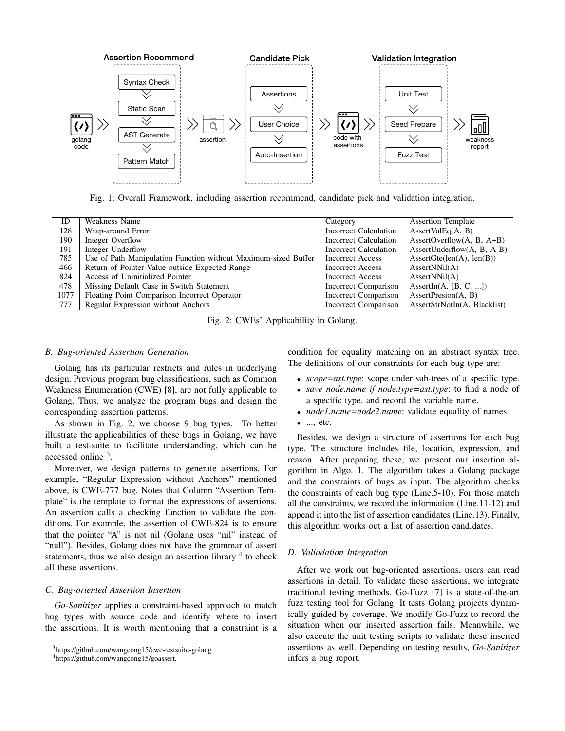Fig. 1: Overall Framework, including assertion recommend, candidate pick and validation integration.

| ID | Weakness Name | Category | Assertion Template |
|---|---|---|---|
| 128 | Wrap-around Error | Incorrect Calculation | AssertValEq(A, B) |
| 190 | Integer Overflow | Incorrect Calculation | AssertOverflow(A, B, A+B) |
| 191 | Integer Underflow | Incorrect Calculation | AssertUnderflow(A, B, A-B) |
| 785 | Use of Path Manipulation Function without Maximum-sized Buffer | Incorrect Access | AssertGte(len(A), len(B)) |
| 466 | Return of Pointer Value outside Expected Range | Incorrect Access | AssertNNil(A) |
| 824 | Access of Uninitialized Pointer | Incorrect Access | AssertNNil(A) |
| 478 | Missing Default Case in Switch Statement | Incorrect Comparison | AssertIn(A, [B, C, ...]) |
| 1077 | Floating Point Comparison Incorrect Operator | Incorrect Comparison | AssertPresion(A, B) |
| 777 | Regular Expression without Anchors | Incorrect Comparison | AssertStrNotIn(A, Blacklist) |

Fig. 2: CWEs' Applicability in Golang.

### *B. Bug-oriented Assertion Generation*

Golang has its particular restricts and rules in underlying design. Previous program bug classifications, such as Common Weakness Enumeration (CWE) [8], are not fully applicable to Golang. Thus, we analyze the program bugs and design the corresponding assertion patterns.

As shown in Fig. 2, we choose 9 bug types. To better illustrate the applicabilities of these bugs in Golang, we have built a test-suite to facilitate understanding, which can be accessed online [3].

Moreover, we design patterns to generate assertions. For example, "Regular Expression without Anchors" mentioned above, is CWE-777 bug. Notes that Column "Assertion Template" is the template to format the expressions of assertions. An assertion calls a checking function to validate the conditions. For example, the assertion of CWE-824 is to ensure that the pointer "A" is not nil (Golang uses "nil" instead of "null"). Besides, Golang does not have the grammar of assert statements, thus we also design an assertion library [4] to check all these assertions.

### *C. Bug-oriented Assertion Insertion*

*Go-Sanitizer* applies a constraint-based approach to match bug types with source code and identify where to insert the assertions. It is worth mentioning that a constraint is a condition for equality matching on an abstract syntax tree. The definitions of our constraints for each bug type are:

- *scope=ast.type*: scope under sub-trees of a specific type.
- *save node.name if node.type=ast.type*: to find a node of a specific type, and record the variable name.
- *node1.name=node2.name*: validate equality of names.
- ..., etc.

Besides, we design a structure of assertions for each bug type. The structure includes file, location, expression, and reason. After preparing these, we present our insertion algorithm in Algo. 1. The algorithm takes a Golang package and the constraints of bugs as input. The algorithm checks the constraints of each bug type (Line.5-10). For those match all the constraints, we record the information (Line.11-12) and append it into the list of assertion candidates (Line.13). Finally, this algorithm works out a list of assertion candidates.

### *D. Valiadation Integration*

After we work out bug-oriented assertions, users can read assertions in detail. To validate these assertions, we integrate traditional testing methods. Go-Fuzz [7] is a state-of-the-art fuzz testing tool for Golang. It tests Golang projects dynamically guided by coverage. We modify Go-Fuzz to record the situation when our inserted assertion fails. Meanwhile, we also execute the unit testing scripts to validate these inserted assertions as well. Depending on testing results, *Go-Sanitizer* infers a bug report.

[3]https://github.com/wangcong15/cwe-testsuite-golang

[4]https://github.com/wangcong15/goassert.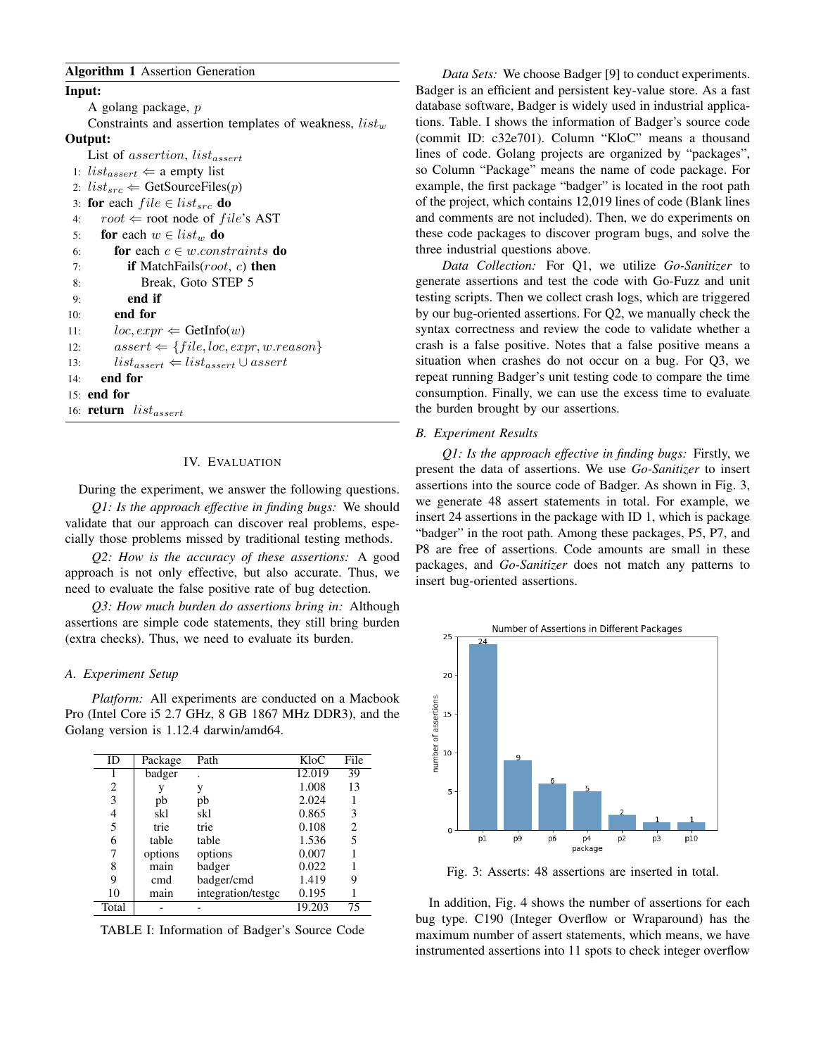**Algorithm 1** Assertion Generation

**Input:**
A golang package, $p$
Constraints and assertion templates of weakness, $list_w$

**Output:**
List of $assertion$, $list_{assert}$

```
1:  list_assert ⇐ a empty list
2:  list_src ⇐ GetSourceFiles(p)
3:  for each file ∈ list_src do
4:      root ⇐ root node of file's AST
5:      for each w ∈ list_w do
6:          for each c ∈ w.constraints do
7:              if MatchFails(root, c) then
8:                  Break, Goto STEP 5
9:              end if
10:         end for
11:         loc, expr ⇐ GetInfo(w)
12:         assert ⇐ {file, loc, expr, w.reason}
13:         list_assert ⇐ list_assert ∪ assert
14:     end for
15: end for
16: return list_assert
```

## IV. Evaluation

During the experiment, we answer the following questions.

*Q1: Is the approach effective in finding bugs:* We should validate that our approach can discover real problems, especially those problems missed by traditional testing methods.

*Q2: How is the accuracy of these assertions:* A good approach is not only effective, but also accurate. Thus, we need to evaluate the false positive rate of bug detection.

*Q3: How much burden do assertions bring in:* Although assertions are simple code statements, they still bring burden (extra checks). Thus, we need to evaluate its burden.

### A. Experiment Setup

*Platform:* All experiments are conducted on a Macbook Pro (Intel Core i5 2.7 GHz, 8 GB 1867 MHz DDR3), and the Golang version is 1.12.4 darwin/amd64.

| ID | Package | Path | KloC | File |
|---|---|---|---|---|
| 1 | badger | . | 12.019 | 39 |
| 2 | y | y | 1.008 | 13 |
| 3 | pb | pb | 2.024 | 1 |
| 4 | skl | skl | 0.865 | 3 |
| 5 | trie | trie | 0.108 | 2 |
| 6 | table | table | 1.536 | 5 |
| 7 | options | options | 0.007 | 1 |
| 8 | main | badger | 0.022 | 1 |
| 9 | cmd | badger/cmd | 1.419 | 9 |
| 10 | main | integration/testgc | 0.195 | 1 |
| Total | - | - | 19.203 | 75 |

TABLE I: Information of Badger's Source Code

*Data Sets:* We choose Badger [9] to conduct experiments. Badger is an efficient and persistent key-value store. As a fast database software, Badger is widely used in industrial applications. Table. I shows the information of Badger's source code (commit ID: c32e701). Column "KloC" means a thousand lines of code. Golang projects are organized by "packages", so Column "Package" means the name of code package. For example, the first package "badger" is located in the root path of the project, which contains 12,019 lines of code (Blank lines and comments are not included). Then, we do experiments on these code packages to discover program bugs, and solve the three industrial questions above.

*Data Collection:* For Q1, we utilize *Go-Sanitizer* to generate assertions and test the code with Go-Fuzz and unit testing scripts. Then we collect crash logs, which are triggered by our bug-oriented assertions. For Q2, we manually check the syntax correctness and review the code to validate whether a crash is a false positive. Notes that a false positive means a situation when crashes do not occur on a bug. For Q3, we repeat running Badger's unit testing code to compare the time consumption. Finally, we can use the excess time to evaluate the burden brought by our assertions.

### B. Experiment Results

*Q1: Is the approach effective in finding bugs:* Firstly, we present the data of assertions. We use *Go-Sanitizer* to insert assertions into the source code of Badger. As shown in Fig. 3, we generate 48 assert statements in total. For example, we insert 24 assertions in the package with ID 1, which is package "badger" in the root path. Among these packages, P5, P7, and P8 are free of assertions. Code amounts are small in these packages, and *Go-Sanitizer* does not match any patterns to insert bug-oriented assertions.

Fig. 3: Asserts: 48 assertions are inserted in total.

In addition, Fig. 4 shows the number of assertions for each bug type. C190 (Integer Overflow or Wraparound) has the maximum number of assert statements, which means, we have instrumented assertions into 11 spots to check integer overflow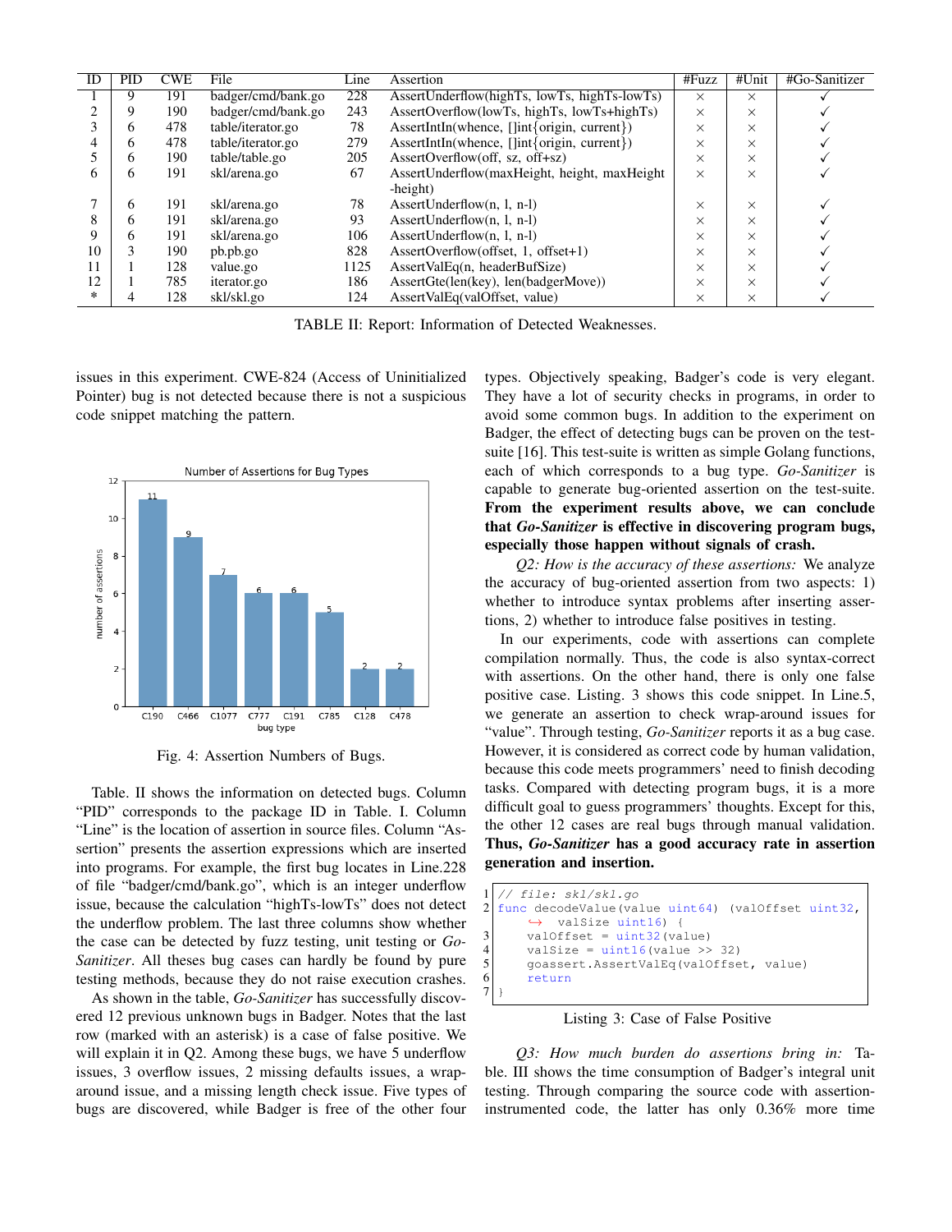| ID | PID | CWE | File | Line | Assertion | #Fuzz | #Unit | #Go-Sanitizer |
|---|---|---|---|---|---|---|---|---|
| 1 | 9 | 191 | badger/cmd/bank.go | 228 | AssertUnderflow(highTs, lowTs, highTs-lowTs) | × | × | ✓ |
| 2 | 9 | 190 | badger/cmd/bank.go | 243 | AssertOverflow(lowTs, highTs, lowTs+highTs) | × | × | ✓ |
| 3 | 6 | 478 | table/iterator.go | 78 | AssertIntIn(whence, []int{origin, current}) | × | × | ✓ |
| 4 | 6 | 478 | table/iterator.go | 279 | AssertIntIn(whence, []int{origin, current}) | × | × | ✓ |
| 5 | 6 | 190 | table/table.go | 205 | AssertOverflow(off, sz, off+sz) | × | × | ✓ |
| 6 | 6 | 191 | skl/arena.go | 67 | AssertUnderflow(maxHeight, height, maxHeight -height) | × | × | ✓ |
| 7 | 6 | 191 | skl/arena.go | 78 | AssertUnderflow(n, l, n-l) | × | × | ✓ |
| 8 | 6 | 191 | skl/arena.go | 93 | AssertUnderflow(n, l, n-l) | × | × | ✓ |
| 9 | 6 | 191 | skl/arena.go | 106 | AssertUnderflow(n, l, n-l) | × | × | ✓ |
| 10 | 3 | 190 | pb.pb.go | 828 | AssertOverflow(offset, 1, offset+1) | × | × | ✓ |
| 11 | 1 | 128 | value.go | 1125 | AssertValEq(n, headerBufSize) | × | × | ✓ |
| 12 | 1 | 785 | iterator.go | 186 | AssertGte(len(key), len(badgerMove)) | × | × | ✓ |
| * | 4 | 128 | skl/skl.go | 124 | AssertValEq(valOffset, value) | × | × | ✓ |

TABLE II: Report: Information of Detected Weaknesses.

issues in this experiment. CWE-824 (Access of Uninitialized Pointer) bug is not detected because there is not a suspicious code snippet matching the pattern.

Fig. 4: Assertion Numbers of Bugs.

Table. II shows the information on detected bugs. Column "PID" corresponds to the package ID in Table. I. Column "Line" is the location of assertion in source files. Column "Assertion" presents the assertion expressions which are inserted into programs. For example, the first bug locates in Line.228 of file "badger/cmd/bank.go", which is an integer underflow issue, because the calculation "highTs-lowTs" does not detect the underflow problem. The last three columns show whether the case can be detected by fuzz testing, unit testing or *Go-Sanitizer*. All theses bug cases can hardly be found by pure testing methods, because they do not raise execution crashes.

As shown in the table, *Go-Sanitizer* has successfully discovered 12 previous unknown bugs in Badger. Notes that the last row (marked with an asterisk) is a case of false positive. We will explain it in Q2. Among these bugs, we have 5 underflow issues, 3 overflow issues, 2 missing defaults issues, a wrap-around issue, and a missing length check issue. Five types of bugs are discovered, while Badger is free of the other four types. Objectively speaking, Badger's code is very elegant. They have a lot of security checks in programs, in order to avoid some common bugs. In addition to the experiment on Badger, the effect of detecting bugs can be proven on the test-suite [16]. This test-suite is written as simple Golang functions, each of which corresponds to a bug type. *Go-Sanitizer* is capable to generate bug-oriented assertion on the test-suite. **From the experiment results above, we can conclude that *Go-Sanitizer* is effective in discovering program bugs, especially those happen without signals of crash.**

*Q2: How is the accuracy of these assertions:* We analyze the accuracy of bug-oriented assertion from two aspects: 1) whether to introduce syntax problems after inserting assertions, 2) whether to introduce false positives in testing.

In our experiments, code with assertions can complete compilation normally. Thus, the code is also syntax-correct with assertions. On the other hand, there is only one false positive case. Listing. 3 shows this code snippet. In Line.5, we generate an assertion to check wrap-around issues for "value". Through testing, *Go-Sanitizer* reports it as a bug case. However, it is considered as correct code by human validation, because this code meets programmers' need to finish decoding tasks. Compared with detecting program bugs, it is a more difficult goal to guess programmers' thoughts. Except for this, the other 12 cases are real bugs through manual validation. **Thus, *Go-Sanitizer* has a good accuracy rate in assertion generation and insertion.**

```
1 // file: skl/skl.go
2 func decodeValue(value uint64) (valOffset uint32,
      valSize uint16) {
3     valOffset = uint32(value)
4     valSize = uint16(value >> 32)
5     goassert.AssertValEq(valOffset, value)
6     return
7 }
```

Listing 3: Case of False Positive

*Q3: How much burden do assertions bring in:* Table. III shows the time consumption of Badger's integral unit testing. Through comparing the source code with assertion-instrumented code, the latter has only 0.36% more time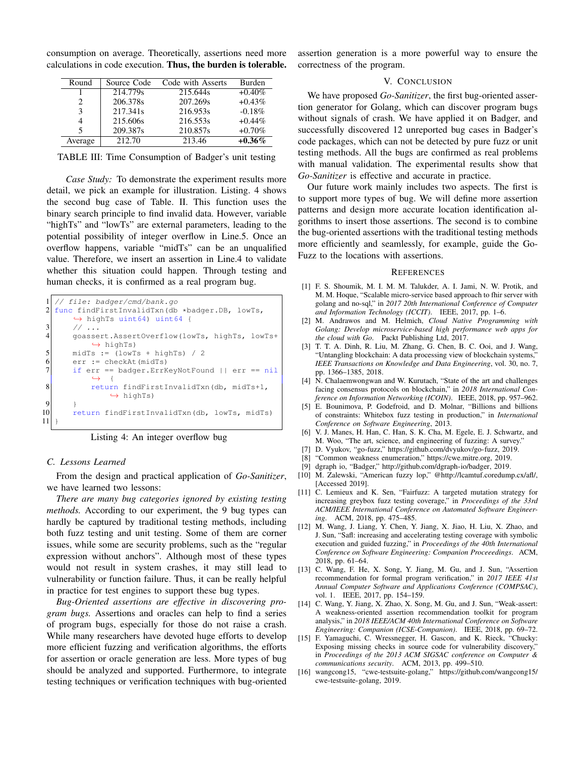consumption on average. Theoretically, assertions need more calculations in code execution. **Thus, the burden is tolerable.**

| Round | Source Code | Code with Asserts | Burden |
|---|---|---|---|
| 1 | 214.779s | 215.644s | +0.40% |
| 2 | 206.378s | 207.269s | +0.43% |
| 3 | 217.341s | 216.953s | -0.18% |
| 4 | 215.606s | 216.553s | +0.44% |
| 5 | 209.387s | 210.857s | +0.70% |
| Average | 212.70 | 213.46 | **+0.36%** |

TABLE III: Time Consumption of Badger's unit testing

*Case Study:* To demonstrate the experiment results more detail, we pick an example for illustration. Listing. 4 shows the second bug case of Table. II. This function uses the binary search principle to find invalid data. However, variable "highTs" and "lowTs" are external parameters, leading to the potential possibility of integer overflow in Line.5. Once an overflow happens, variable "midTs" can be an unqualified value. Therefore, we insert an assertion in Line.4 to validate whether this situation could happen. Through testing and human checks, it is confirmed as a real program bug.

```
1  // file: badger/cmd/bank.go
2  func findFirstInvalidTxn(db *badger.DB, lowTs,
       highTs uint64) uint64 {
3      // ...
4      goassert.AssertOverflow(lowTs, highTs, lowTs+
           highTs)
5      midTs := (lowTs + highTs) / 2
6      err := checkAt(midTs)
7      if err == badger.ErrKeyNotFound || err == nil
           {
8          return findFirstInvalidTxn(db, midTs+1,
               highTs)
9      }
10     return findFirstInvalidTxn(db, lowTs, midTs)
11 }
```

Listing 4: An integer overflow bug

### C. Lessons Learned

From the design and practical application of *Go-Sanitizer*, we have learned two lessons:

*There are many bug categories ignored by existing testing methods.* According to our experiment, the 9 bug types can hardly be captured by traditional testing methods, including both fuzz testing and unit testing. Some of them are corner issues, while some are security problems, such as the "regular expression without anchors". Although most of these types would not result in system crashes, it may still lead to vulnerability or function failure. Thus, it can be really helpful in practice for test engines to support these bug types.

*Bug-Oriented assertions are effective in discovering program bugs.* Assertions and oracles can help to find a series of program bugs, especially for those do not raise a crash. While many researchers have devoted huge efforts to develop more efficient fuzzing and verification algorithms, the efforts for assertion or oracle generation are less. More types of bug should be analyzed and supported. Furthermore, to integrate testing techniques or verification techniques with bug-oriented assertion generation is a more powerful way to ensure the correctness of the program.

## V. Conclusion

We have proposed *Go-Sanitizer*, the first bug-oriented assertion generator for Golang, which can discover program bugs without signals of crash. We have applied it on Badger, and successfully discovered 12 unreported bug cases in Badger's code packages, which can not be detected by pure fuzz or unit testing methods. All the bugs are confirmed as real problems with manual validation. The experimental results show that *Go-Sanitizer* is effective and accurate in practice.

Our future work mainly includes two aspects. The first is to support more types of bug. We will define more assertion patterns and design more accurate location identification algorithms to insert those assertions. The second is to combine the bug-oriented assertions with the traditional testing methods more efficiently and seamlessly, for example, guide the Go-Fuzz to the locations with assertions.

## References

[1] F. S. Shoumik, M. I. M. M. Talukder, A. I. Jami, N. W. Protik, and M. M. Hoque, "Scalable micro-service based approach to fhir server with golang and no-sql," in *2017 20th International Conference of Computer and Information Technology (ICCIT)*. IEEE, 2017, pp. 1–6.

[2] M. Andrawos and M. Helmich, *Cloud Native Programming with Golang: Develop microservice-based high performance web apps for the cloud with Go*. Packt Publishing Ltd, 2017.

[3] T. T. A. Dinh, R. Liu, M. Zhang, G. Chen, B. C. Ooi, and J. Wang, "Untangling blockchain: A data processing view of blockchain systems," *IEEE Transactions on Knowledge and Data Engineering*, vol. 30, no. 7, pp. 1366–1385, 2018.

[4] N. Chalaemwongwan and W. Kurutach, "State of the art and challenges facing consensus protocols on blockchain," in *2018 International Conference on Information Networking (ICOIN)*. IEEE, 2018, pp. 957–962.

[5] E. Bounimova, P. Godefroid, and D. Molnar, "Billions and billions of constraints: Whitebox fuzz testing in production," in *International Conference on Software Engineering*, 2013.

[6] V. J. Manes, H. Han, C. Han, S. K. Cha, M. Egele, E. J. Schwartz, and M. Woo, "The art, science, and engineering of fuzzing: A survey."

[7] D. Vyukov, "go-fuzz," https://github.com/dvyukov/go-fuzz, 2019.

[8] "Common weakness enumeration," https://cwe.mitre.org, 2019.

[9] dgraph io, "Badger," http://github.com/dgraph-io/badger, 2019.

[10] M. Zalewski, "American fuzzy lop," @http://lcamtuf.coredump.cx/afl/, [Accessed 2019].

[11] C. Lemieux and K. Sen, "Fairfuzz: A targeted mutation strategy for increasing greybox fuzz testing coverage," in *Proceedings of the 33rd ACM/IEEE International Conference on Automated Software Engineering*. ACM, 2018, pp. 475–485.

[12] M. Wang, J. Liang, Y. Chen, Y. Jiang, X. Jiao, H. Liu, X. Zhao, and J. Sun, "Safl: increasing and accelerating testing coverage with symbolic execution and guided fuzzing," in *Proceedings of the 40th International Conference on Software Engineering: Companion Proceeedings*. ACM, 2018, pp. 61–64.

[13] C. Wang, F. He, X. Song, Y. Jiang, M. Gu, and J. Sun, "Assertion recommendation for formal program verification," in *2017 IEEE 41st Annual Computer Software and Applications Conference (COMPSAC)*, vol. 1. IEEE, 2017, pp. 154–159.

[14] C. Wang, Y. Jiang, X. Zhao, X. Song, M. Gu, and J. Sun, "Weak-assert: A weakness-oriented assertion recommendation toolkit for program analysis," in *2018 IEEE/ACM 40th International Conference on Software Engineering: Companion (ICSE-Companion)*. IEEE, 2018, pp. 69–72.

[15] F. Yamaguchi, C. Wressnegger, H. Gascon, and K. Rieck, "Chucky: Exposing missing checks in source code for vulnerability discovery," in *Proceedings of the 2013 ACM SIGSAC conference on Computer & communications security*. ACM, 2013, pp. 499–510.

[16] wangcong15, "cwe-testsuite-golang," https://github.com/wangcong15/cwe-testsuite-golang, 2019.